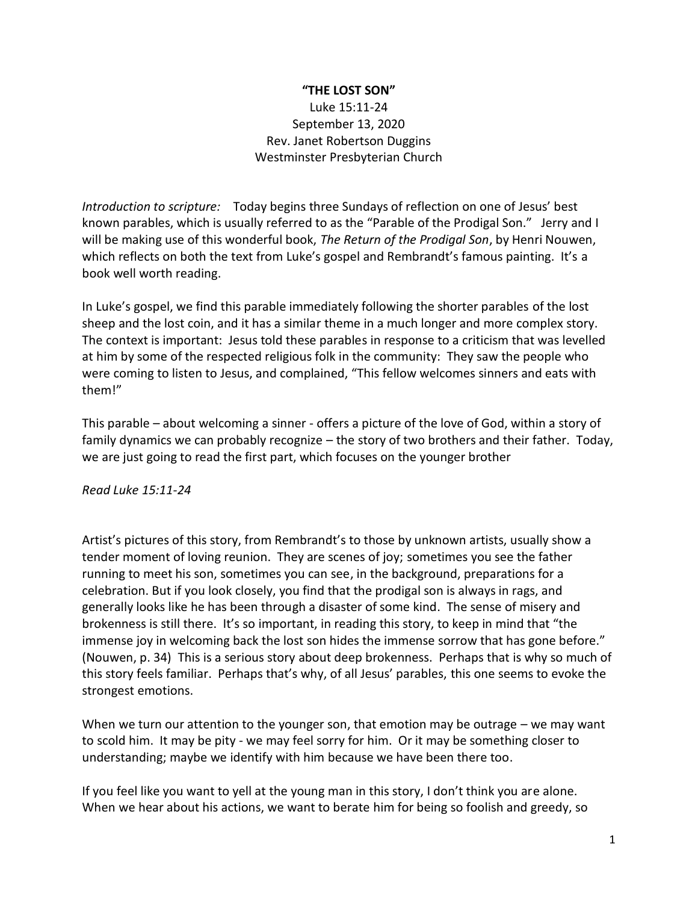**"THE LOST SON"**

Luke 15:11-24
September 13, 2020
Rev. Janet Robertson Duggins
Westminster Presbyterian Church

*Introduction to scripture:* Today begins three Sundays of reflection on one of Jesus' best known parables, which is usually referred to as the "Parable of the Prodigal Son." Jerry and I will be making use of this wonderful book, *The Return of the Prodigal Son*, by Henri Nouwen, which reflects on both the text from Luke's gospel and Rembrandt's famous painting. It's a book well worth reading.

In Luke's gospel, we find this parable immediately following the shorter parables of the lost sheep and the lost coin, and it has a similar theme in a much longer and more complex story. The context is important: Jesus told these parables in response to a criticism that was levelled at him by some of the respected religious folk in the community: They saw the people who were coming to listen to Jesus, and complained, "This fellow welcomes sinners and eats with them!"

This parable – about welcoming a sinner - offers a picture of the love of God, within a story of family dynamics we can probably recognize – the story of two brothers and their father. Today, we are just going to read the first part, which focuses on the younger brother

*Read Luke 15:11-24*

Artist's pictures of this story, from Rembrandt's to those by unknown artists, usually show a tender moment of loving reunion. They are scenes of joy; sometimes you see the father running to meet his son, sometimes you can see, in the background, preparations for a celebration. But if you look closely, you find that the prodigal son is always in rags, and generally looks like he has been through a disaster of some kind. The sense of misery and brokenness is still there. It's so important, in reading this story, to keep in mind that "the immense joy in welcoming back the lost son hides the immense sorrow that has gone before." (Nouwen, p. 34) This is a serious story about deep brokenness. Perhaps that is why so much of this story feels familiar. Perhaps that's why, of all Jesus' parables, this one seems to evoke the strongest emotions.

When we turn our attention to the younger son, that emotion may be outrage – we may want to scold him. It may be pity - we may feel sorry for him. Or it may be something closer to understanding; maybe we identify with him because we have been there too.

If you feel like you want to yell at the young man in this story, I don't think you are alone. When we hear about his actions, we want to berate him for being so foolish and greedy, so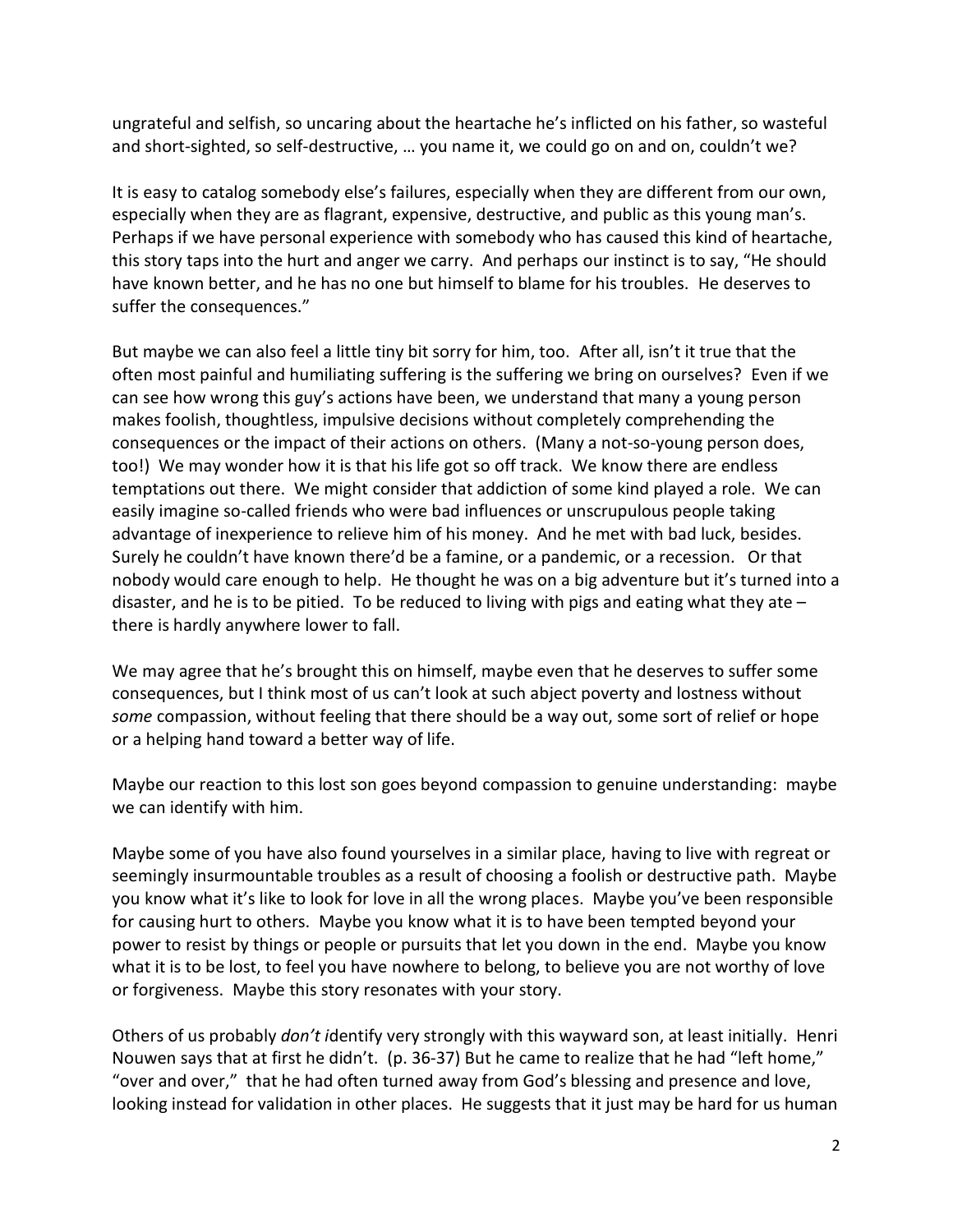ungrateful and selfish, so uncaring about the heartache he's inflicted on his father, so wasteful and short-sighted, so self-destructive, … you name it, we could go on and on, couldn't we?

It is easy to catalog somebody else's failures, especially when they are different from our own, especially when they are as flagrant, expensive, destructive, and public as this young man's. Perhaps if we have personal experience with somebody who has caused this kind of heartache, this story taps into the hurt and anger we carry. And perhaps our instinct is to say, "He should have known better, and he has no one but himself to blame for his troubles. He deserves to suffer the consequences."

But maybe we can also feel a little tiny bit sorry for him, too. After all, isn't it true that the often most painful and humiliating suffering is the suffering we bring on ourselves? Even if we can see how wrong this guy's actions have been, we understand that many a young person makes foolish, thoughtless, impulsive decisions without completely comprehending the consequences or the impact of their actions on others. (Many a not-so-young person does, too!) We may wonder how it is that his life got so off track. We know there are endless temptations out there. We might consider that addiction of some kind played a role. We can easily imagine so-called friends who were bad influences or unscrupulous people taking advantage of inexperience to relieve him of his money. And he met with bad luck, besides. Surely he couldn't have known there'd be a famine, or a pandemic, or a recession. Or that nobody would care enough to help. He thought he was on a big adventure but it's turned into a disaster, and he is to be pitied. To be reduced to living with pigs and eating what they ate – there is hardly anywhere lower to fall.

We may agree that he's brought this on himself, maybe even that he deserves to suffer some consequences, but I think most of us can't look at such abject poverty and lostness without *some* compassion, without feeling that there should be a way out, some sort of relief or hope or a helping hand toward a better way of life.

Maybe our reaction to this lost son goes beyond compassion to genuine understanding: maybe we can identify with him.

Maybe some of you have also found yourselves in a similar place, having to live with regreat or seemingly insurmountable troubles as a result of choosing a foolish or destructive path. Maybe you know what it's like to look for love in all the wrong places. Maybe you've been responsible for causing hurt to others. Maybe you know what it is to have been tempted beyond your power to resist by things or people or pursuits that let you down in the end. Maybe you know what it is to be lost, to feel you have nowhere to belong, to believe you are not worthy of love or forgiveness. Maybe this story resonates with your story.

Others of us probably *don't i*dentify very strongly with this wayward son, at least initially. Henri Nouwen says that at first he didn't. (p. 36-37) But he came to realize that he had "left home," "over and over," that he had often turned away from God's blessing and presence and love, looking instead for validation in other places. He suggests that it just may be hard for us human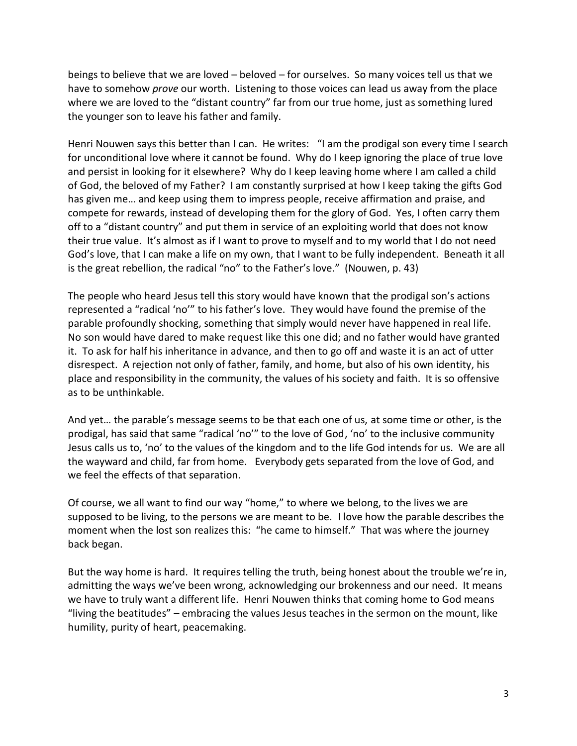beings to believe that we are loved – beloved – for ourselves. So many voices tell us that we have to somehow *prove* our worth. Listening to those voices can lead us away from the place where we are loved to the "distant country" far from our true home, just as something lured the younger son to leave his father and family.

Henri Nouwen says this better than I can. He writes: "I am the prodigal son every time I search for unconditional love where it cannot be found. Why do I keep ignoring the place of true love and persist in looking for it elsewhere? Why do I keep leaving home where I am called a child of God, the beloved of my Father? I am constantly surprised at how I keep taking the gifts God has given me… and keep using them to impress people, receive affirmation and praise, and compete for rewards, instead of developing them for the glory of God. Yes, I often carry them off to a "distant country" and put them in service of an exploiting world that does not know their true value. It's almost as if I want to prove to myself and to my world that I do not need God's love, that I can make a life on my own, that I want to be fully independent. Beneath it all is the great rebellion, the radical "no" to the Father's love." (Nouwen, p. 43)

The people who heard Jesus tell this story would have known that the prodigal son's actions represented a "radical 'no'" to his father's love. They would have found the premise of the parable profoundly shocking, something that simply would never have happened in real life. No son would have dared to make request like this one did; and no father would have granted it. To ask for half his inheritance in advance, and then to go off and waste it is an act of utter disrespect. A rejection not only of father, family, and home, but also of his own identity, his place and responsibility in the community, the values of his society and faith. It is so offensive as to be unthinkable.

And yet… the parable's message seems to be that each one of us, at some time or other, is the prodigal, has said that same "radical 'no'" to the love of God, 'no' to the inclusive community Jesus calls us to, 'no' to the values of the kingdom and to the life God intends for us. We are all the wayward and child, far from home. Everybody gets separated from the love of God, and we feel the effects of that separation.

Of course, we all want to find our way "home," to where we belong, to the lives we are supposed to be living, to the persons we are meant to be. I love how the parable describes the moment when the lost son realizes this: "he came to himself." That was where the journey back began.

But the way home is hard. It requires telling the truth, being honest about the trouble we're in, admitting the ways we've been wrong, acknowledging our brokenness and our need. It means we have to truly want a different life. Henri Nouwen thinks that coming home to God means "living the beatitudes" – embracing the values Jesus teaches in the sermon on the mount, like humility, purity of heart, peacemaking.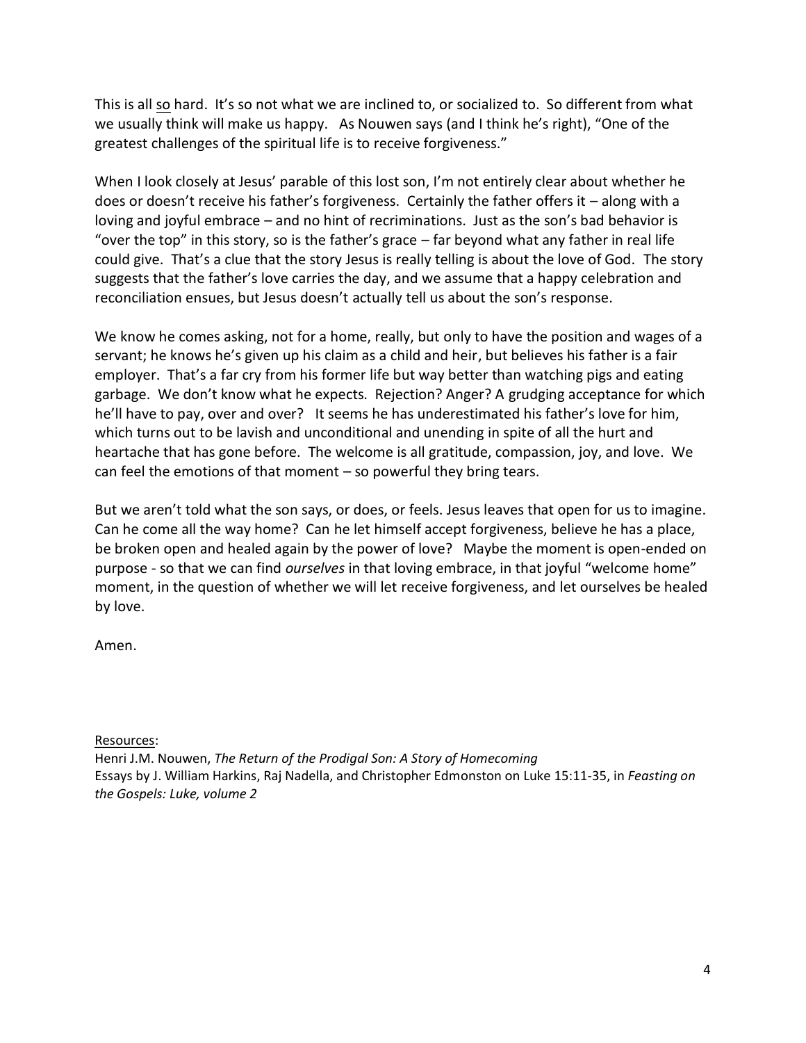This is all <u>so</u> hard. It's so not what we are inclined to, or socialized to. So different from what we usually think will make us happy. As Nouwen says (and I think he's right), "One of the greatest challenges of the spiritual life is to receive forgiveness."

When I look closely at Jesus' parable of this lost son, I'm not entirely clear about whether he does or doesn't receive his father's forgiveness. Certainly the father offers it – along with a loving and joyful embrace – and no hint of recriminations. Just as the son's bad behavior is "over the top" in this story, so is the father's grace – far beyond what any father in real life could give. That's a clue that the story Jesus is really telling is about the love of God. The story suggests that the father's love carries the day, and we assume that a happy celebration and reconciliation ensues, but Jesus doesn't actually tell us about the son's response.

We know he comes asking, not for a home, really, but only to have the position and wages of a servant; he knows he's given up his claim as a child and heir, but believes his father is a fair employer. That's a far cry from his former life but way better than watching pigs and eating garbage. We don't know what he expects. Rejection? Anger? A grudging acceptance for which he'll have to pay, over and over? It seems he has underestimated his father's love for him, which turns out to be lavish and unconditional and unending in spite of all the hurt and heartache that has gone before. The welcome is all gratitude, compassion, joy, and love. We can feel the emotions of that moment – so powerful they bring tears.

But we aren't told what the son says, or does, or feels. Jesus leaves that open for us to imagine. Can he come all the way home? Can he let himself accept forgiveness, believe he has a place, be broken open and healed again by the power of love? Maybe the moment is open-ended on purpose - so that we can find *ourselves* in that loving embrace, in that joyful "welcome home" moment, in the question of whether we will let receive forgiveness, and let ourselves be healed by love.

Amen.

<u>Resources</u>:
Henri J.M. Nouwen, *The Return of the Prodigal Son: A Story of Homecoming*
Essays by J. William Harkins, Raj Nadella, and Christopher Edmonston on Luke 15:11-35, in *Feasting on the Gospels: Luke, volume 2*